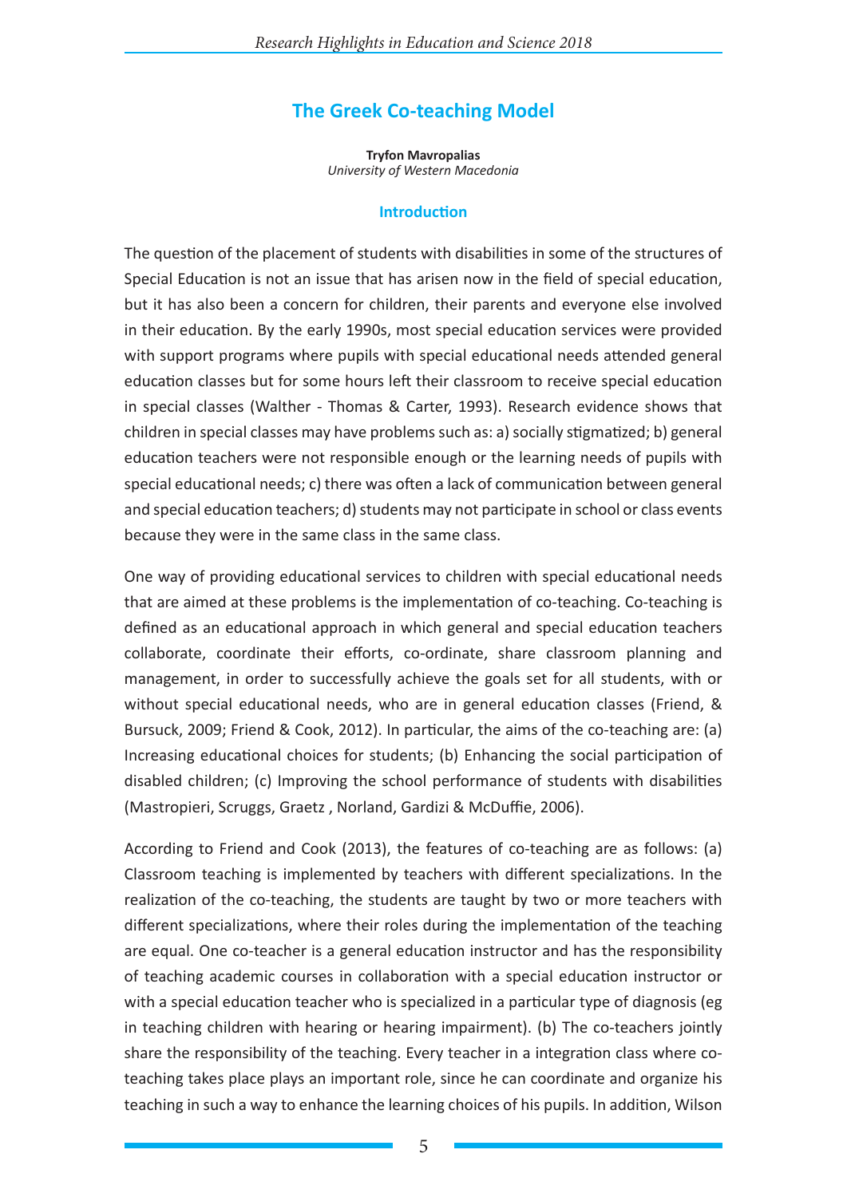# The Greek Co-teaching Model

**Tryfon Mavropalias**
*University of Western Macedonia*

## Introduction

The question of the placement of students with disabilities in some of the structures of Special Education is not an issue that has arisen now in the field of special education, but it has also been a concern for children, their parents and everyone else involved in their education. By the early 1990s, most special education services were provided with support programs where pupils with special educational needs attended general education classes but for some hours left their classroom to receive special education in special classes (Walther - Thomas & Carter, 1993). Research evidence shows that children in special classes may have problems such as: a) socially stigmatized; b) general education teachers were not responsible enough or the learning needs of pupils with special educational needs; c) there was often a lack of communication between general and special education teachers; d) students may not participate in school or class events because they were in the same class in the same class.

One way of providing educational services to children with special educational needs that are aimed at these problems is the implementation of co-teaching. Co-teaching is defined as an educational approach in which general and special education teachers collaborate, coordinate their efforts, co-ordinate, share classroom planning and management, in order to successfully achieve the goals set for all students, with or without special educational needs, who are in general education classes (Friend, & Bursuck, 2009; Friend & Cook, 2012). In particular, the aims of the co-teaching are: (a) Increasing educational choices for students; (b) Enhancing the social participation of disabled children; (c) Improving the school performance of students with disabilities (Mastropieri, Scruggs, Graetz , Norland, Gardizi & McDuffie, 2006).

According to Friend and Cook (2013), the features of co-teaching are as follows: (a) Classroom teaching is implemented by teachers with different specializations. In the realization of the co-teaching, the students are taught by two or more teachers with different specializations, where their roles during the implementation of the teaching are equal. One co-teacher is a general education instructor and has the responsibility of teaching academic courses in collaboration with a special education instructor or with a special education teacher who is specialized in a particular type of diagnosis (eg in teaching children with hearing or hearing impairment). (b) The co-teachers jointly share the responsibility of the teaching. Every teacher in a integration class where co-teaching takes place plays an important role, since he can coordinate and organize his teaching in such a way to enhance the learning choices of his pupils. In addition, Wilson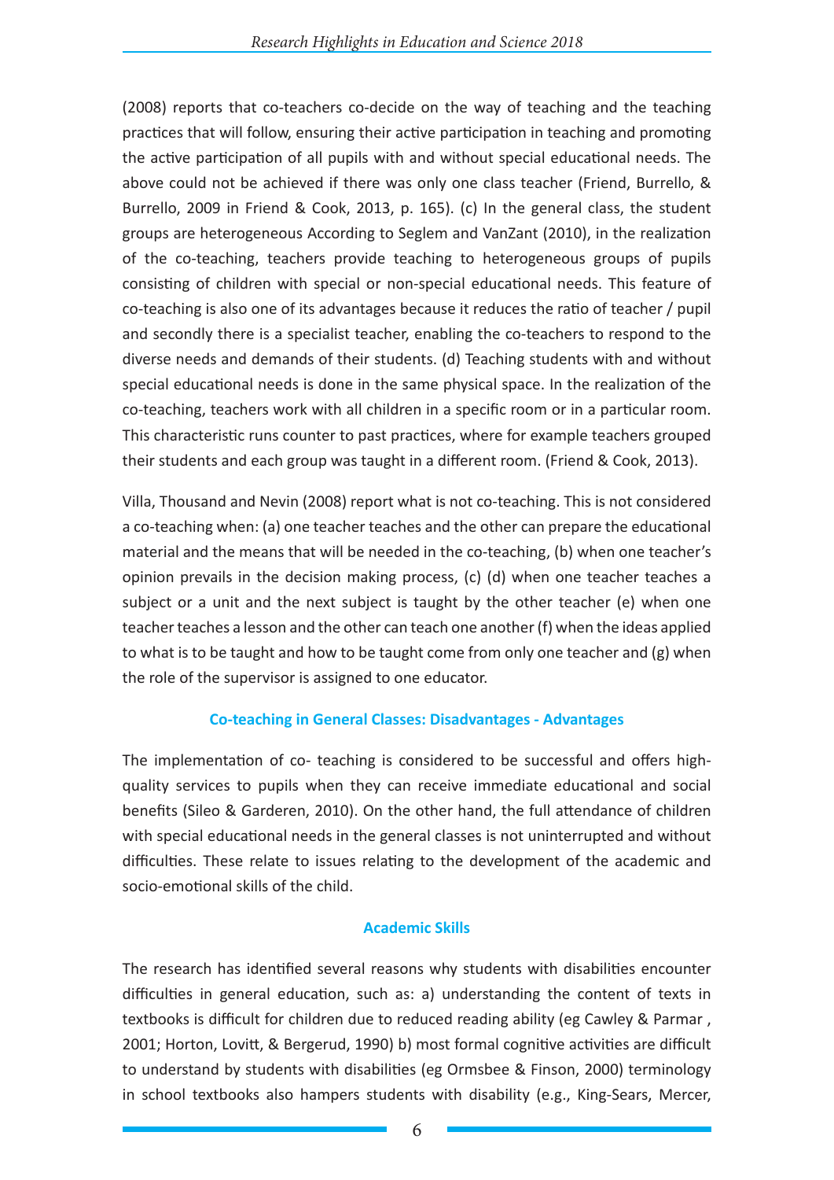(2008) reports that co-teachers co-decide on the way of teaching and the teaching practices that will follow, ensuring their active participation in teaching and promoting the active participation of all pupils with and without special educational needs. The above could not be achieved if there was only one class teacher (Friend, Burrello, & Burrello, 2009 in Friend & Cook, 2013, p. 165). (c) In the general class, the student groups are heterogeneous According to Seglem and VanZant (2010), in the realization of the co-teaching, teachers provide teaching to heterogeneous groups of pupils consisting of children with special or non-special educational needs. This feature of co-teaching is also one of its advantages because it reduces the ratio of teacher / pupil and secondly there is a specialist teacher, enabling the co-teachers to respond to the diverse needs and demands of their students. (d) Teaching students with and without special educational needs is done in the same physical space. In the realization of the co-teaching, teachers work with all children in a specific room or in a particular room. This characteristic runs counter to past practices, where for example teachers grouped their students and each group was taught in a different room. (Friend & Cook, 2013).

Villa, Thousand and Nevin (2008) report what is not co-teaching. This is not considered a co-teaching when: (a) one teacher teaches and the other can prepare the educational material and the means that will be needed in the co-teaching, (b) when one teacher's opinion prevails in the decision making process, (c) (d) when one teacher teaches a subject or a unit and the next subject is taught by the other teacher (e) when one teacher teaches a lesson and the other can teach one another (f) when the ideas applied to what is to be taught and how to be taught come from only one teacher and (g) when the role of the supervisor is assigned to one educator.

## Co-teaching in General Classes: Disadvantages - Advantages

The implementation of co- teaching is considered to be successful and offers high-quality services to pupils when they can receive immediate educational and social benefits (Sileo & Garderen, 2010). On the other hand, the full attendance of children with special educational needs in the general classes is not uninterrupted and without difficulties. These relate to issues relating to the development of the academic and socio-emotional skills of the child.

### Academic Skills

The research has identified several reasons why students with disabilities encounter difficulties in general education, such as: a) understanding the content of texts in textbooks is difficult for children due to reduced reading ability (eg Cawley & Parmar , 2001; Horton, Lovitt, & Bergerud, 1990) b) most formal cognitive activities are difficult to understand by students with disabilities (eg Ormsbee & Finson, 2000) terminology in school textbooks also hampers students with disability (e.g., King-Sears, Mercer,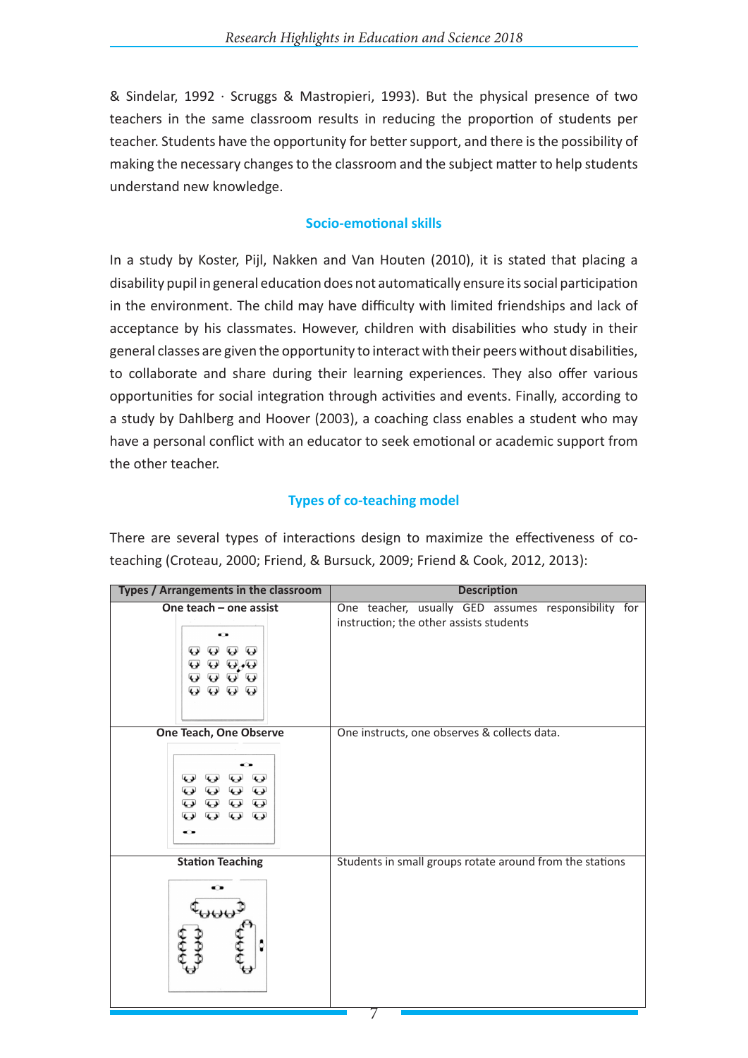& Sindelar, 1992 · Scruggs & Mastropieri, 1993). But the physical presence of two teachers in the same classroom results in reducing the proportion of students per teacher. Students have the opportunity for better support, and there is the possibility of making the necessary changes to the classroom and the subject matter to help students understand new knowledge.

## Socio-emotional skills

In a study by Koster, Pijl, Nakken and Van Houten (2010), it is stated that placing a disability pupil in general education does not automatically ensure its social participation in the environment. The child may have difficulty with limited friendships and lack of acceptance by his classmates. However, children with disabilities who study in their general classes are given the opportunity to interact with their peers without disabilities, to collaborate and share during their learning experiences. They also offer various opportunities for social integration through activities and events. Finally, according to a study by Dahlberg and Hoover (2003), a coaching class enables a student who may have a personal conflict with an educator to seek emotional or academic support from the other teacher.

## Types of co-teaching model

There are several types of interactions design to maximize the effectiveness of co-teaching (Croteau, 2000; Friend, & Bursuck, 2009; Friend & Cook, 2012, 2013):

| Types / Arrangements in the classroom | Description |
|---|---|
| One teach – one assist | One teacher, usually GED assumes responsibility for instruction; the other assists students |
| One Teach, One Observe | One instructs, one observes & collects data. |
| Station Teaching | Students in small groups rotate around from the stations |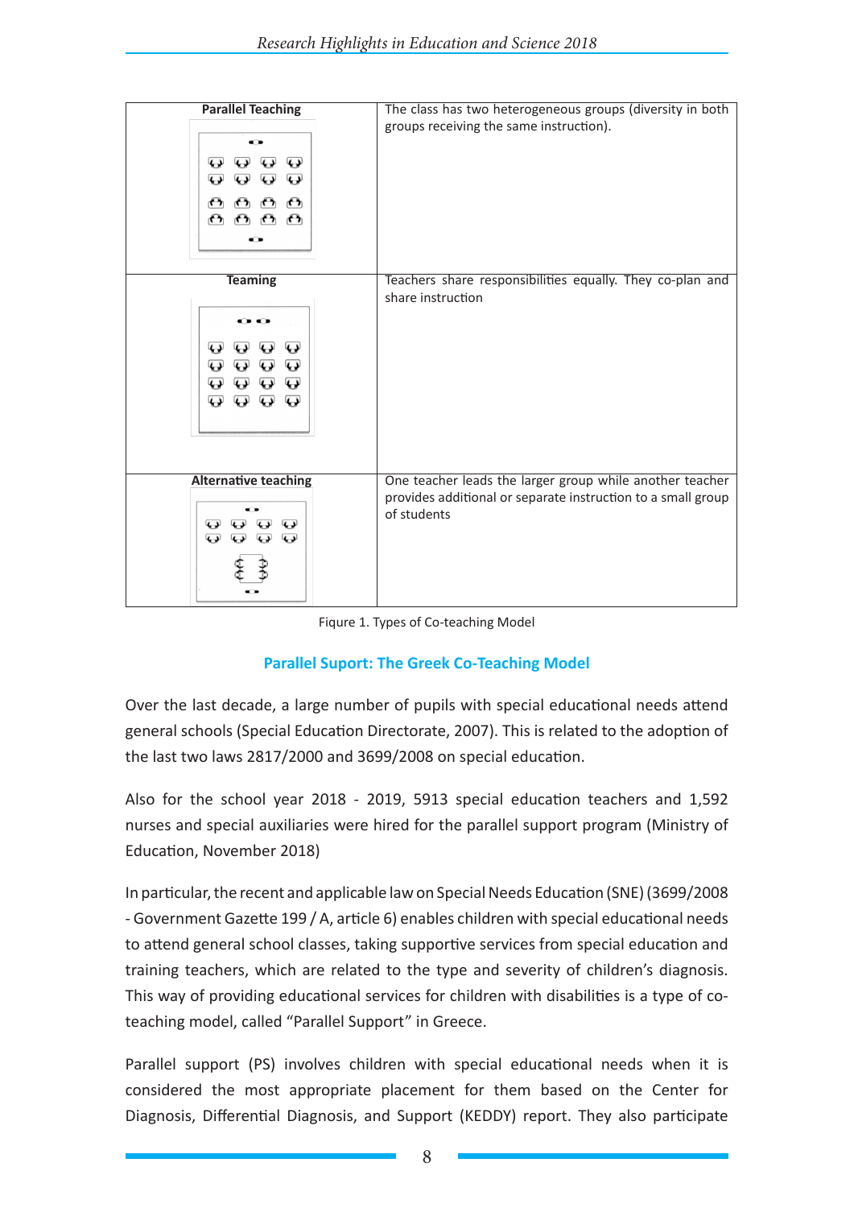| Parallel Teaching | The class has two heterogeneous groups (diversity in both groups receiving the same instruction). |
|---|---|
| Teaming | Teachers share responsibilities equally. They co-plan and share instruction |
| Alternative teaching | One teacher leads the larger group while another teacher provides additional or separate instruction to a small group of students |

Fiqure 1. Types of Co-teaching Model

### Parallel Suport: The Greek Co-Teaching Model

Over the last decade, a large number of pupils with special educational needs attend general schools (Special Education Directorate, 2007). This is related to the adoption of the last two laws 2817/2000 and 3699/2008 on special education.

Also for the school year 2018 - 2019, 5913 special education teachers and 1,592 nurses and special auxiliaries were hired for the parallel support program (Ministry of Education, November 2018)

In particular, the recent and applicable law on Special Needs Education (SNE) (3699/2008 - Government Gazette 199 / A, article 6) enables children with special educational needs to attend general school classes, taking supportive services from special education and training teachers, which are related to the type and severity of children's diagnosis. This way of providing educational services for children with disabilities is a type of co-teaching model, called "Parallel Support" in Greece.

Parallel support (PS) involves children with special educational needs when it is considered the most appropriate placement for them based on the Center for Diagnosis, Differential Diagnosis, and Support (KEDDY) report. They also participate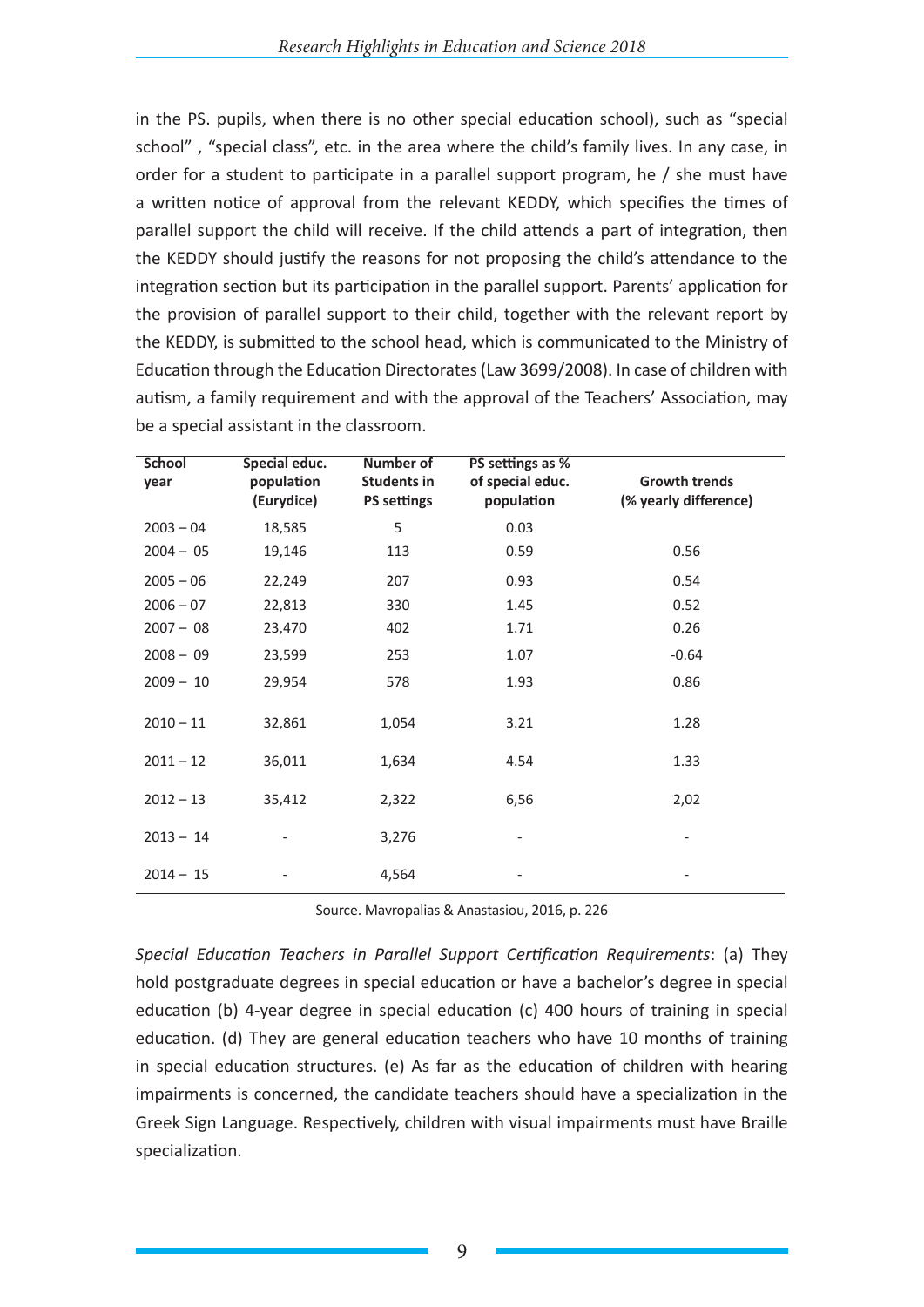in the PS. pupils, when there is no other special education school), such as "special school" , "special class", etc. in the area where the child's family lives. In any case, in order for a student to participate in a parallel support program, he / she must have a written notice of approval from the relevant KEDDY, which specifies the times of parallel support the child will receive. If the child attends a part of integration, then the KEDDY should justify the reasons for not proposing the child's attendance to the integration section but its participation in the parallel support. Parents' application for the provision of parallel support to their child, together with the relevant report by the KEDDY, is submitted to the school head, which is communicated to the Ministry of Education through the Education Directorates (Law 3699/2008). In case of children with autism, a family requirement and with the approval of the Teachers' Association, may be a special assistant in the classroom.

| School year | Special educ. population (Eurydice) | Number of Students in PS settings | PS settings as % of special educ. population | Growth trends (% yearly difference) |
|---|---|---|---|---|
| 2003 – 04 | 18,585 | 5 | 0.03 | |
| 2004 – 05 | 19,146 | 113 | 0.59 | 0.56 |
| 2005 – 06 | 22,249 | 207 | 0.93 | 0.54 |
| 2006 – 07 | 22,813 | 330 | 1.45 | 0.52 |
| 2007 – 08 | 23,470 | 402 | 1.71 | 0.26 |
| 2008 – 09 | 23,599 | 253 | 1.07 | -0.64 |
| 2009 – 10 | 29,954 | 578 | 1.93 | 0.86 |
| 2010 – 11 | 32,861 | 1,054 | 3.21 | 1.28 |
| 2011 – 12 | 36,011 | 1,634 | 4.54 | 1.33 |
| 2012 – 13 | 35,412 | 2,322 | 6,56 | 2,02 |
| 2013 – 14 | - | 3,276 | - | - |
| 2014 – 15 | - | 4,564 | - | - |

Source. Mavropalias & Anastasiou, 2016, p. 226

*Special Education Teachers in Parallel Support Certification Requirements*: (a) They hold postgraduate degrees in special education or have a bachelor's degree in special education (b) 4-year degree in special education (c) 400 hours of training in special education. (d) They are general education teachers who have 10 months of training in special education structures. (e) As far as the education of children with hearing impairments is concerned, the candidate teachers should have a specialization in the Greek Sign Language. Respectively, children with visual impairments must have Braille specialization.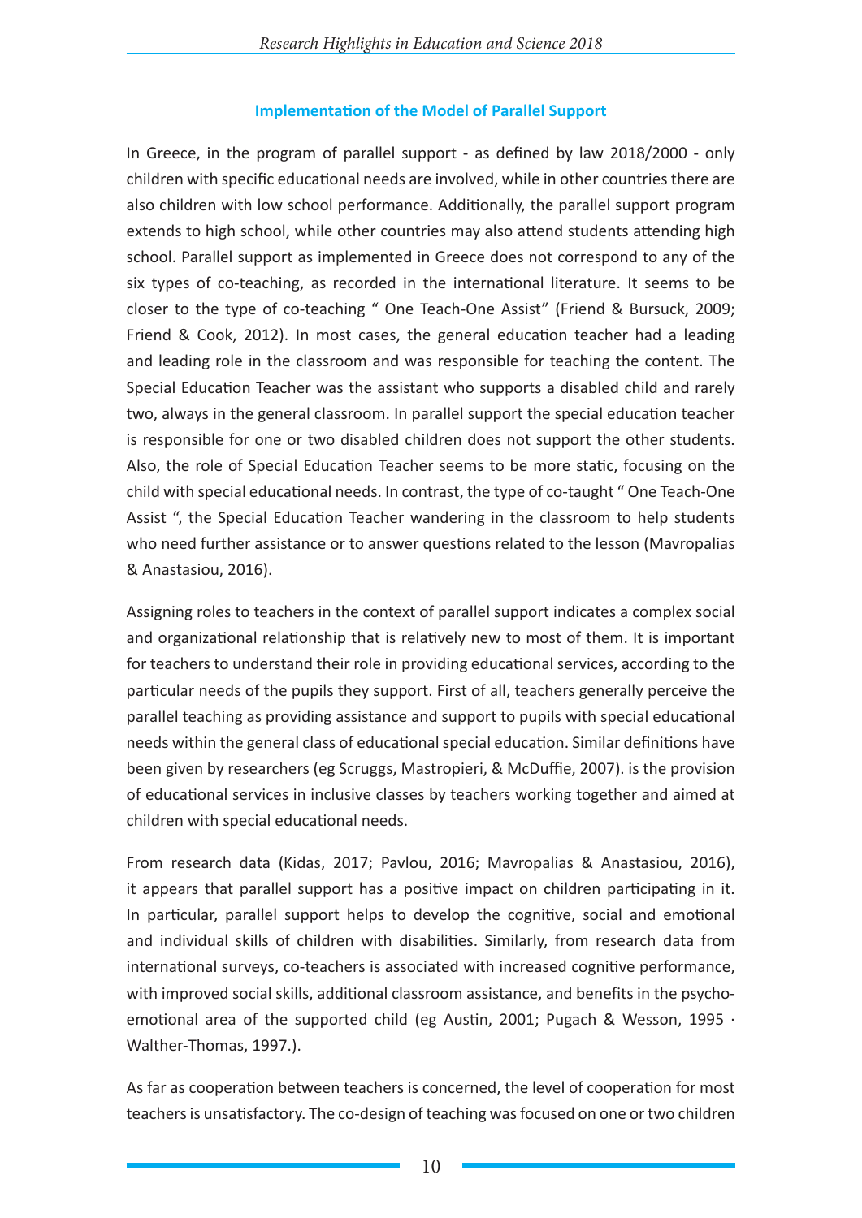### Implementation of the Model of Parallel Support

In Greece, in the program of parallel support - as defined by law 2018/2000 - only children with specific educational needs are involved, while in other countries there are also children with low school performance. Additionally, the parallel support program extends to high school, while other countries may also attend students attending high school. Parallel support as implemented in Greece does not correspond to any of the six types of co-teaching, as recorded in the international literature. It seems to be closer to the type of co-teaching " One Teach-One Assist" (Friend & Bursuck, 2009; Friend & Cook, 2012). In most cases, the general education teacher had a leading and leading role in the classroom and was responsible for teaching the content. The Special Education Teacher was the assistant who supports a disabled child and rarely two, always in the general classroom. In parallel support the special education teacher is responsible for one or two disabled children does not support the other students. Also, the role of Special Education Teacher seems to be more static, focusing on the child with special educational needs. In contrast, the type of co-taught " One Teach-One Assist ", the Special Education Teacher wandering in the classroom to help students who need further assistance or to answer questions related to the lesson (Mavropalias & Anastasiou, 2016).

Assigning roles to teachers in the context of parallel support indicates a complex social and organizational relationship that is relatively new to most of them. It is important for teachers to understand their role in providing educational services, according to the particular needs of the pupils they support. First of all, teachers generally perceive the parallel teaching as providing assistance and support to pupils with special educational needs within the general class of educational special education. Similar definitions have been given by researchers (eg Scruggs, Mastropieri, & McDuffie, 2007). is the provision of educational services in inclusive classes by teachers working together and aimed at children with special educational needs.

From research data (Kidas, 2017; Pavlou, 2016; Mavropalias & Anastasiou, 2016), it appears that parallel support has a positive impact on children participating in it. In particular, parallel support helps to develop the cognitive, social and emotional and individual skills of children with disabilities. Similarly, from research data from international surveys, co-teachers is associated with increased cognitive performance, with improved social skills, additional classroom assistance, and benefits in the psycho-emotional area of the supported child (eg Austin, 2001; Pugach & Wesson, 1995 · Walther-Thomas, 1997.).

As far as cooperation between teachers is concerned, the level of cooperation for most teachers is unsatisfactory. The co-design of teaching was focused on one or two children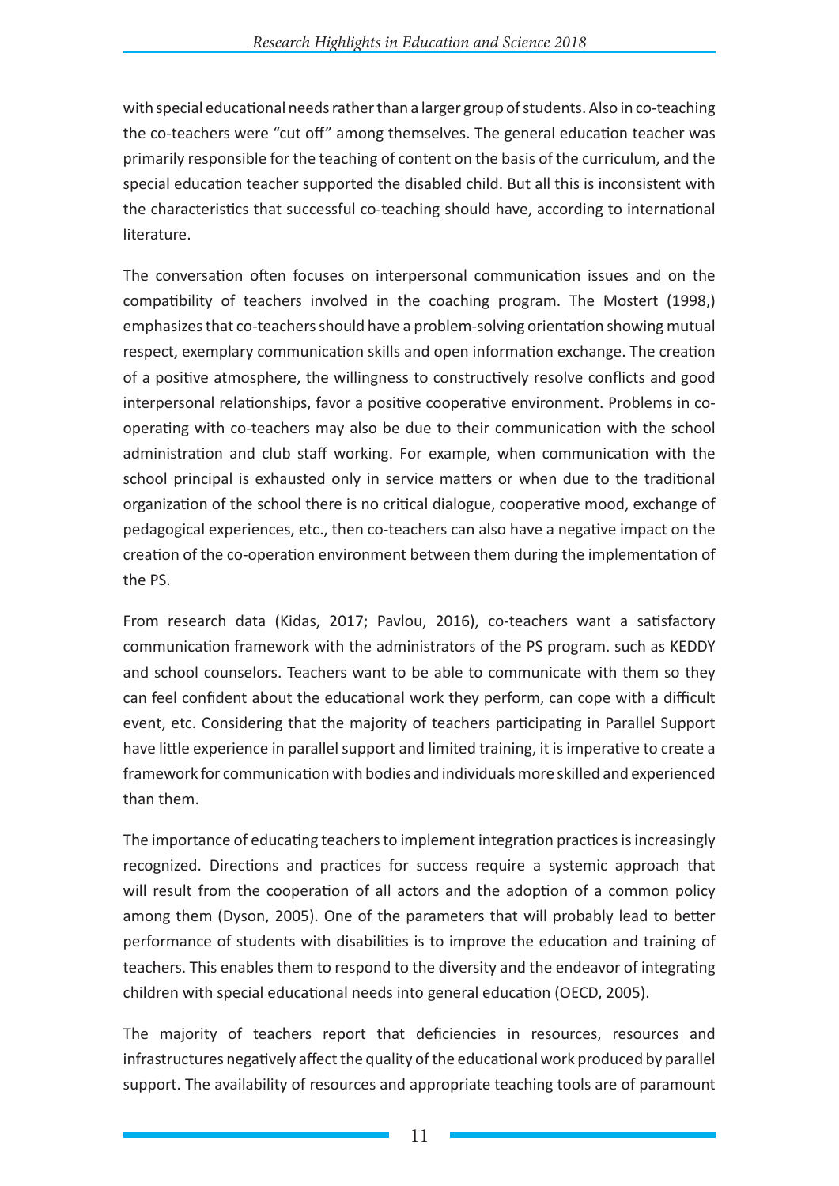with special educational needs rather than a larger group of students. Also in co-teaching the co-teachers were "cut off" among themselves. The general education teacher was primarily responsible for the teaching of content on the basis of the curriculum, and the special education teacher supported the disabled child. But all this is inconsistent with the characteristics that successful co-teaching should have, according to international literature.

The conversation often focuses on interpersonal communication issues and on the compatibility of teachers involved in the coaching program. The Mostert (1998,) emphasizes that co-teachers should have a problem-solving orientation showing mutual respect, exemplary communication skills and open information exchange. The creation of a positive atmosphere, the willingness to constructively resolve conflicts and good interpersonal relationships, favor a positive cooperative environment. Problems in co-operating with co-teachers may also be due to their communication with the school administration and club staff working. For example, when communication with the school principal is exhausted only in service matters or when due to the traditional organization of the school there is no critical dialogue, cooperative mood, exchange of pedagogical experiences, etc., then co-teachers can also have a negative impact on the creation of the co-operation environment between them during the implementation of the PS.

From research data (Kidas, 2017; Pavlou, 2016), co-teachers want a satisfactory communication framework with the administrators of the PS program. such as KEDDY and school counselors. Teachers want to be able to communicate with them so they can feel confident about the educational work they perform, can cope with a difficult event, etc. Considering that the majority of teachers participating in Parallel Support have little experience in parallel support and limited training, it is imperative to create a framework for communication with bodies and individuals more skilled and experienced than them.

The importance of educating teachers to implement integration practices is increasingly recognized. Directions and practices for success require a systemic approach that will result from the cooperation of all actors and the adoption of a common policy among them (Dyson, 2005). One of the parameters that will probably lead to better performance of students with disabilities is to improve the education and training of teachers. This enables them to respond to the diversity and the endeavor of integrating children with special educational needs into general education (OECD, 2005).

The majority of teachers report that deficiencies in resources, resources and infrastructures negatively affect the quality of the educational work produced by parallel support. The availability of resources and appropriate teaching tools are of paramount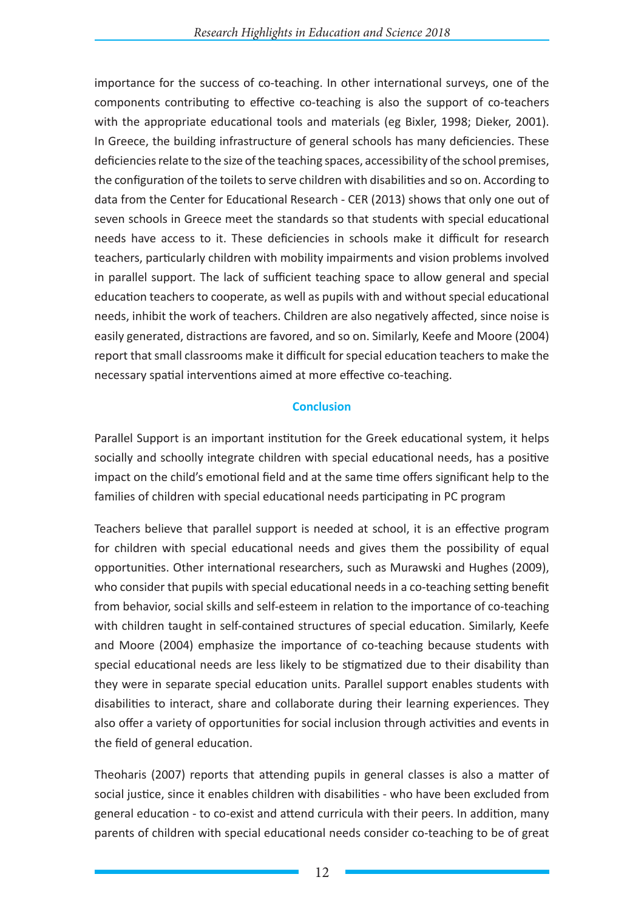importance for the success of co-teaching. In other international surveys, one of the components contributing to effective co-teaching is also the support of co-teachers with the appropriate educational tools and materials (eg Bixler, 1998; Dieker, 2001). In Greece, the building infrastructure of general schools has many deficiencies. These deficiencies relate to the size of the teaching spaces, accessibility of the school premises, the configuration of the toilets to serve children with disabilities and so on. According to data from the Center for Educational Research - CER (2013) shows that only one out of seven schools in Greece meet the standards so that students with special educational needs have access to it. These deficiencies in schools make it difficult for research teachers, particularly children with mobility impairments and vision problems involved in parallel support. The lack of sufficient teaching space to allow general and special education teachers to cooperate, as well as pupils with and without special educational needs, inhibit the work of teachers. Children are also negatively affected, since noise is easily generated, distractions are favored, and so on. Similarly, Keefe and Moore (2004) report that small classrooms make it difficult for special education teachers to make the necessary spatial interventions aimed at more effective co-teaching.

## Conclusion

Parallel Support is an important institution for the Greek educational system, it helps socially and schoolly integrate children with special educational needs, has a positive impact on the child's emotional field and at the same time offers significant help to the families of children with special educational needs participating in PC program

Teachers believe that parallel support is needed at school, it is an effective program for children with special educational needs and gives them the possibility of equal opportunities. Other international researchers, such as Murawski and Hughes (2009), who consider that pupils with special educational needs in a co-teaching setting benefit from behavior, social skills and self-esteem in relation to the importance of co-teaching with children taught in self-contained structures of special education. Similarly, Keefe and Moore (2004) emphasize the importance of co-teaching because students with special educational needs are less likely to be stigmatized due to their disability than they were in separate special education units. Parallel support enables students with disabilities to interact, share and collaborate during their learning experiences. They also offer a variety of opportunities for social inclusion through activities and events in the field of general education.

Theoharis (2007) reports that attending pupils in general classes is also a matter of social justice, since it enables children with disabilities - who have been excluded from general education - to co-exist and attend curricula with their peers. In addition, many parents of children with special educational needs consider co-teaching to be of great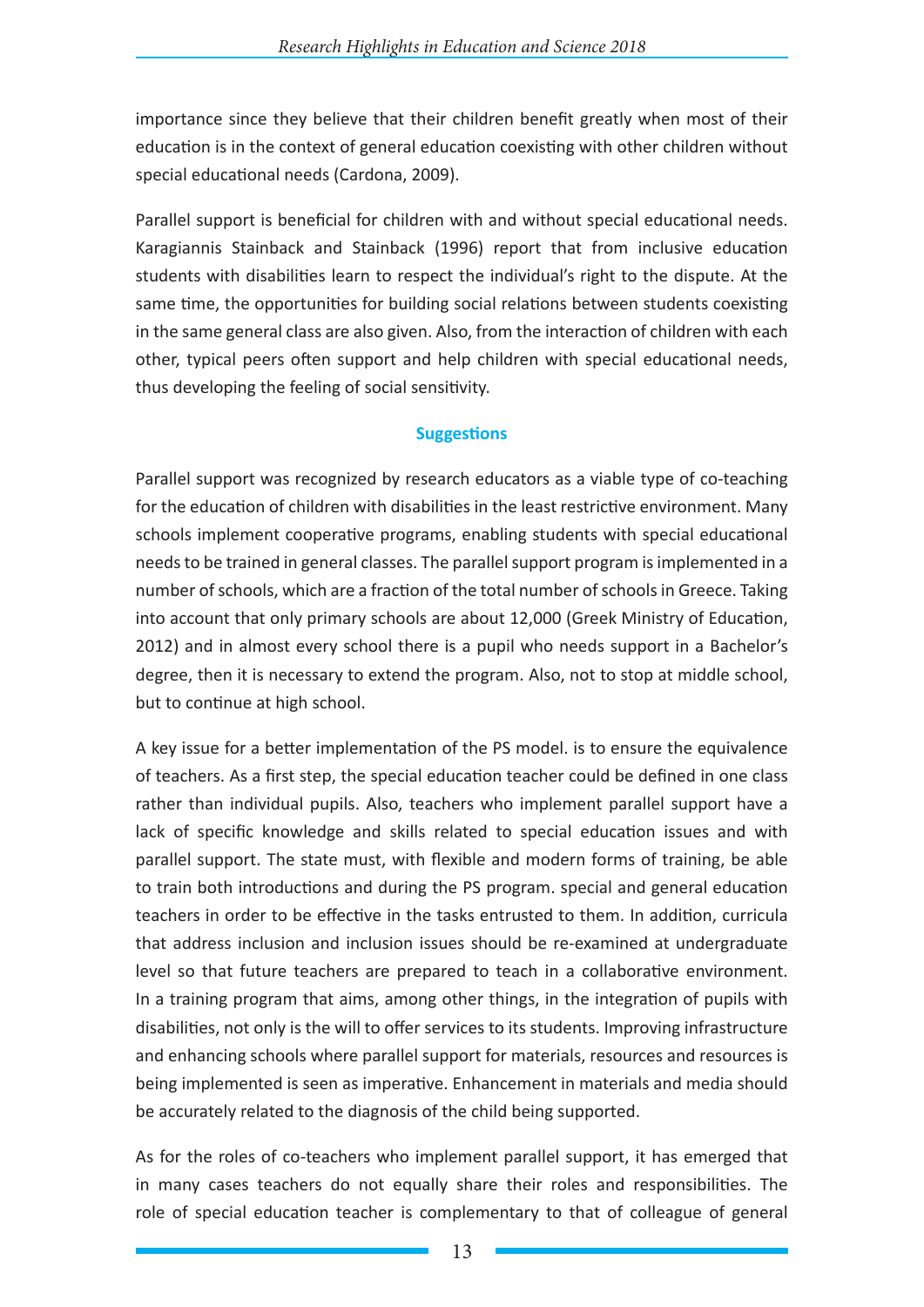importance since they believe that their children benefit greatly when most of their education is in the context of general education coexisting with other children without special educational needs (Cardona, 2009).

Parallel support is beneficial for children with and without special educational needs. Karagiannis Stainback and Stainback (1996) report that from inclusive education students with disabilities learn to respect the individual's right to the dispute. At the same time, the opportunities for building social relations between students coexisting in the same general class are also given. Also, from the interaction of children with each other, typical peers often support and help children with special educational needs, thus developing the feeling of social sensitivity.

## Suggestions

Parallel support was recognized by research educators as a viable type of co-teaching for the education of children with disabilities in the least restrictive environment. Many schools implement cooperative programs, enabling students with special educational needs to be trained in general classes. The parallel support program is implemented in a number of schools, which are a fraction of the total number of schools in Greece. Taking into account that only primary schools are about 12,000 (Greek Ministry of Education, 2012) and in almost every school there is a pupil who needs support in a Bachelor's degree, then it is necessary to extend the program. Also, not to stop at middle school, but to continue at high school.

A key issue for a better implementation of the PS model. is to ensure the equivalence of teachers. As a first step, the special education teacher could be defined in one class rather than individual pupils. Also, teachers who implement parallel support have a lack of specific knowledge and skills related to special education issues and with parallel support. The state must, with flexible and modern forms of training, be able to train both introductions and during the PS program. special and general education teachers in order to be effective in the tasks entrusted to them. In addition, curricula that address inclusion and inclusion issues should be re-examined at undergraduate level so that future teachers are prepared to teach in a collaborative environment. In a training program that aims, among other things, in the integration of pupils with disabilities, not only is the will to offer services to its students. Improving infrastructure and enhancing schools where parallel support for materials, resources and resources is being implemented is seen as imperative. Enhancement in materials and media should be accurately related to the diagnosis of the child being supported.

As for the roles of co-teachers who implement parallel support, it has emerged that in many cases teachers do not equally share their roles and responsibilities. The role of special education teacher is complementary to that of colleague of general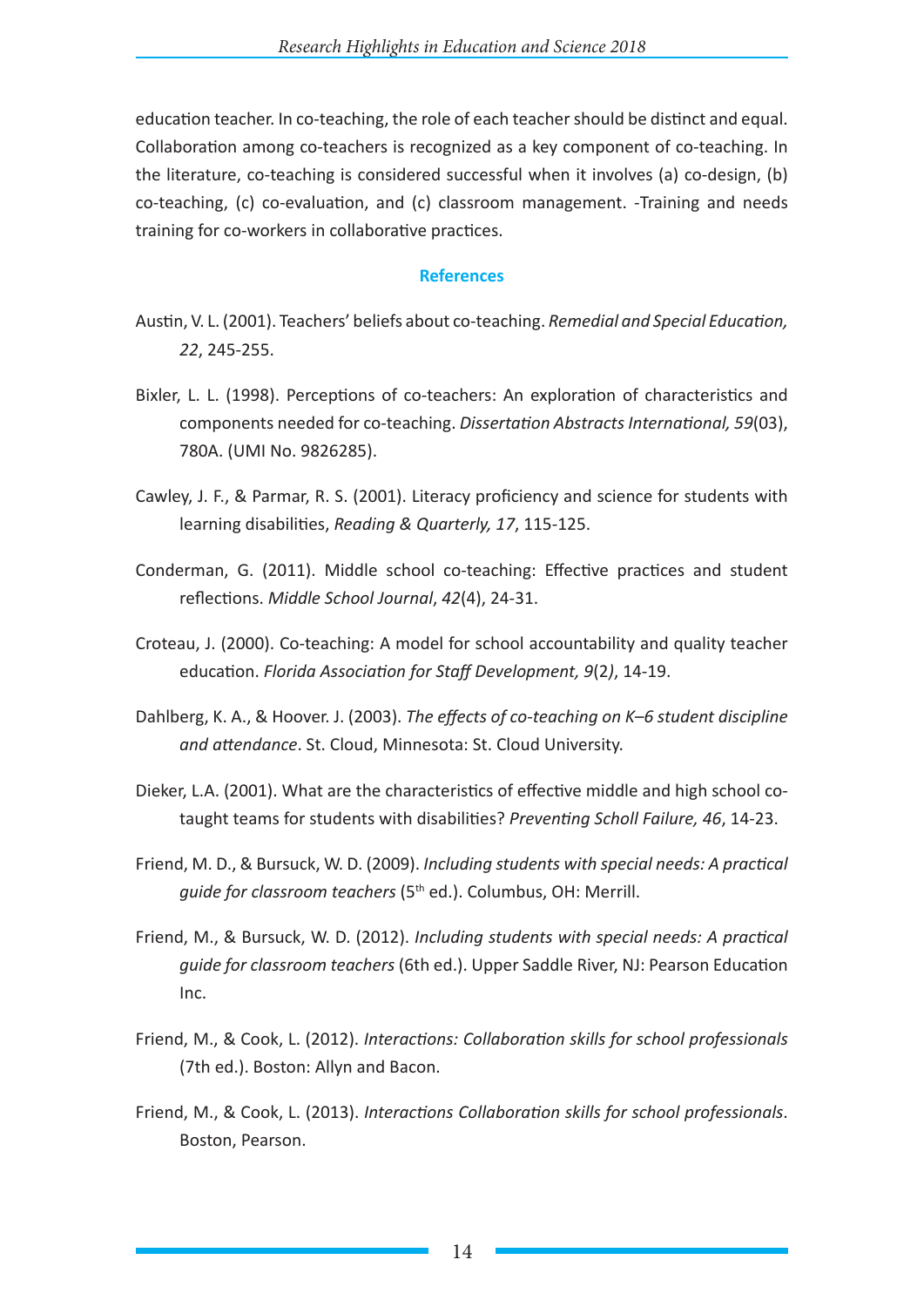education teacher. In co-teaching, the role of each teacher should be distinct and equal. Collaboration among co-teachers is recognized as a key component of co-teaching. In the literature, co-teaching is considered successful when it involves (a) co-design, (b) co-teaching, (c) co-evaluation, and (c) classroom management. -Training and needs training for co-workers in collaborative practices.

## References

Austin, V. L. (2001). Teachers' beliefs about co-teaching. *Remedial and Special Education, 22*, 245-255.

Bixler, L. L. (1998). Perceptions of co-teachers: An exploration of characteristics and components needed for co-teaching. *Dissertation Abstracts International, 59*(03), 780A. (UMI No. 9826285).

Cawley, J. F., & Parmar, R. S. (2001). Literacy proficiency and science for students with learning disabilities, *Reading & Quarterly, 17*, 115-125.

Conderman, G. (2011). Middle school co-teaching: Effective practices and student reflections. *Middle School Journal*, *42*(4), 24-31.

Croteau, J. (2000). Co-teaching: A model for school accountability and quality teacher education. *Florida Association for Staff Development, 9*(2*)*, 14-19.

Dahlberg, K. A., & Hoover. J. (2003). *The effects of co-teaching on K–6 student discipline and attendance*. St. Cloud, Minnesota: St. Cloud University.

Dieker, L.A. (2001). What are the characteristics of effective middle and high school co-taught teams for students with disabilities? *Preventing Scholl Failure, 46*, 14-23.

Friend, M. D., & Bursuck, W. D. (2009). *Including students with special needs: A practical guide for classroom teachers* (5th ed.). Columbus, OH: Merrill.

Friend, M., & Bursuck, W. D. (2012). *Including students with special needs: A practical guide for classroom teachers* (6th ed.). Upper Saddle River, NJ: Pearson Education Inc.

Friend, M., & Cook, L. (2012). *Interactions: Collaboration skills for school professionals* (7th ed.). Boston: Allyn and Bacon.

Friend, M., & Cook, L. (2013). *Interactions Collaboration skills for school professionals*. Boston, Pearson.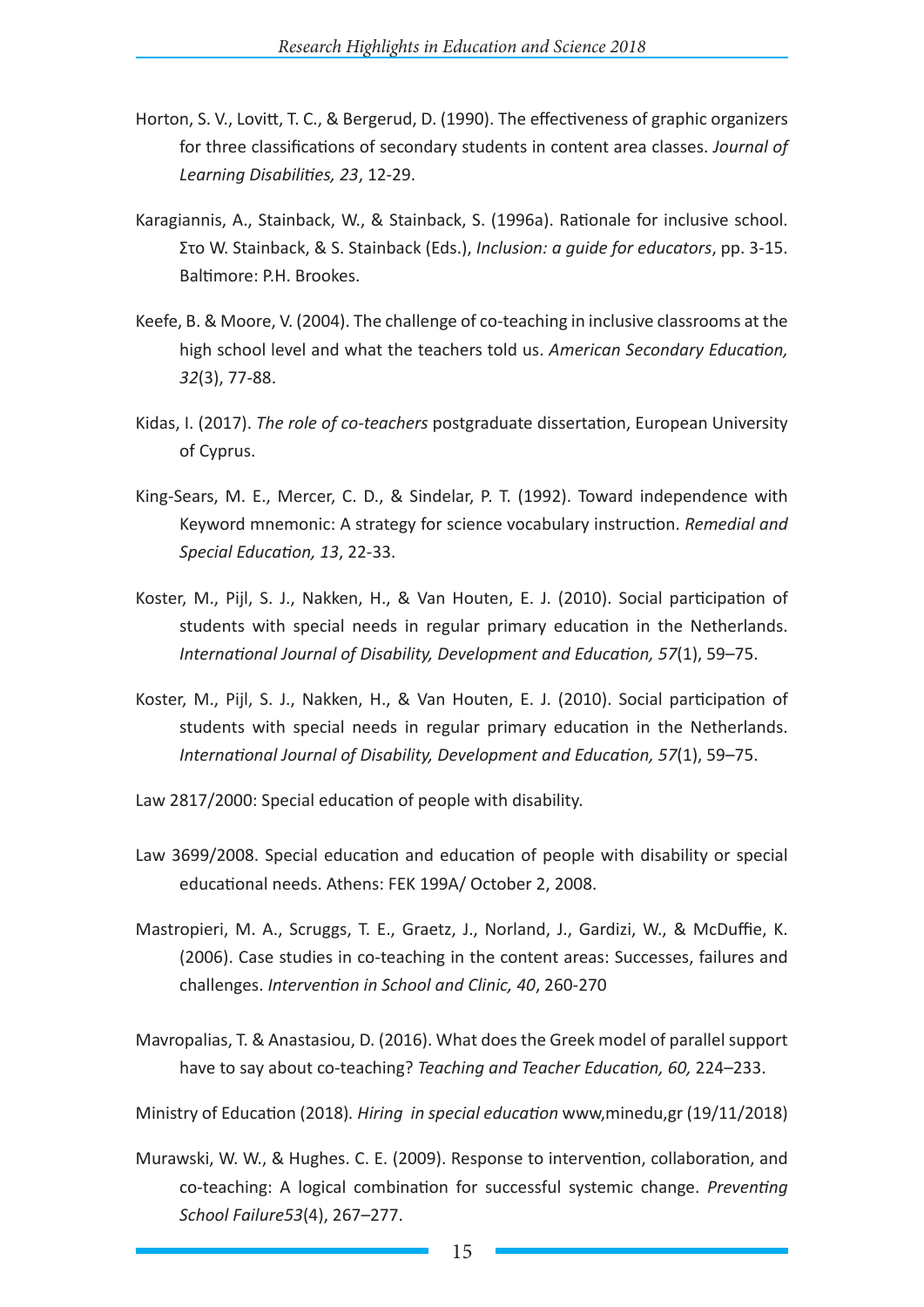Horton, S. V., Lovitt, T. C., & Bergerud, D. (1990). The effectiveness of graphic organizers for three classifications of secondary students in content area classes. *Journal of Learning Disabilities, 23*, 12-29.

Karagiannis, A., Stainback, W., & Stainback, S. (1996a). Rationale for inclusive school. Στο W. Stainback, & S. Stainback (Eds.), *Inclusion: a guide for educators*, pp. 3-15. Baltimore: P.H. Brookes.

Keefe, B. & Moore, V. (2004). The challenge of co-teaching in inclusive classrooms at the high school level and what the teachers told us. *American Secondary Education, 32*(3), 77-88.

Kidas, I. (2017). *The role of co-teachers* postgraduate dissertation, European University of Cyprus.

King-Sears, M. E., Mercer, C. D., & Sindelar, P. T. (1992). Toward independence with Keyword mnemonic: A strategy for science vocabulary instruction. *Remedial and Special Education, 13*, 22-33.

Koster, M., Pijl, S. J., Nakken, H., & Van Houten, E. J. (2010). Social participation of students with special needs in regular primary education in the Netherlands. *International Journal of Disability, Development and Education, 57*(1), 59–75.

Koster, M., Pijl, S. J., Nakken, H., & Van Houten, E. J. (2010). Social participation of students with special needs in regular primary education in the Netherlands. *International Journal of Disability, Development and Education, 57*(1), 59–75.

Law 2817/2000: Special education of people with disability.

Law 3699/2008. Special education and education of people with disability or special educational needs. Athens: FEK 199A/ October 2, 2008.

Mastropieri, M. A., Scruggs, T. E., Graetz, J., Norland, J., Gardizi, W., & McDuffie, K. (2006). Case studies in co-teaching in the content areas: Successes, failures and challenges. *Intervention in School and Clinic, 40*, 260-270

Mavropalias, T. & Anastasiou, D. (2016). What does the Greek model of parallel support have to say about co-teaching? *Teaching and Teacher Education, 60,* 224–233.

Ministry of Education (2018). *Hiring in special education* www,minedu,gr (19/11/2018)

Murawski, W. W., & Hughes. C. E. (2009). Response to intervention, collaboration, and co-teaching: A logical combination for successful systemic change. *Preventing School Failure53*(4), 267–277.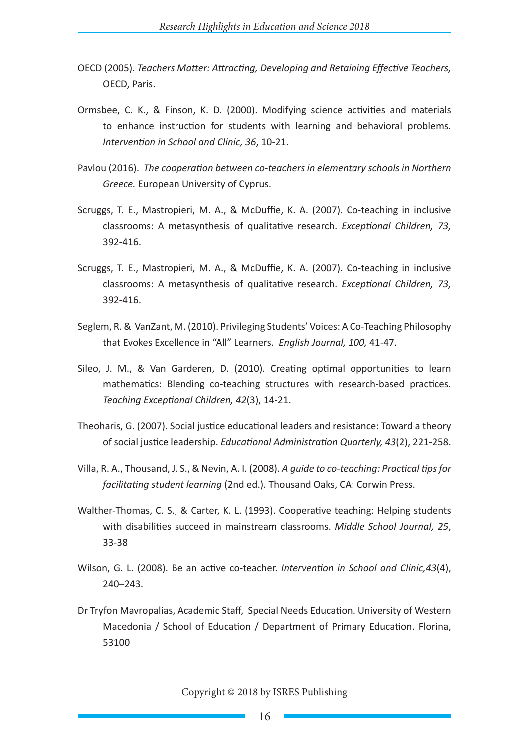OECD (2005). *Teachers Matter: Attracting, Developing and Retaining Effective Teachers,* OECD, Paris.

Ormsbee, C. K., & Finson, K. D. (2000). Modifying science activities and materials to enhance instruction for students with learning and behavioral problems. *Intervention in School and Clinic, 36*, 10-21.

Pavlou (2016). *The cooperation between co-teachers in elementary schools in Northern Greece.* European University of Cyprus.

Scruggs, T. E., Mastropieri, M. A., & McDuffie, K. A. (2007). Co-teaching in inclusive classrooms: A metasynthesis of qualitative research. *Exceptional Children, 73,* 392-416.

Scruggs, T. E., Mastropieri, M. A., & McDuffie, K. A. (2007). Co-teaching in inclusive classrooms: A metasynthesis of qualitative research. *Exceptional Children, 73,* 392-416.

Seglem, R. & VanZant, M. (2010). Privileging Students' Voices: A Co-Teaching Philosophy that Evokes Excellence in "All" Learners. *English Journal, 100,* 41-47.

Sileo, J. M., & Van Garderen, D. (2010). Creating optimal opportunities to learn mathematics: Blending co-teaching structures with research-based practices. *Teaching Exceptional Children, 42*(3), 14-21.

Theoharis, G. (2007). Social justice educational leaders and resistance: Toward a theory of social justice leadership. *Educational Administration Quarterly, 43*(2), 221-258.

Villa, R. A., Thousand, J. S., & Nevin, A. I. (2008). *A guide to co-teaching: Practical tips for facilitating student learning* (2nd ed.). Thousand Oaks, CA: Corwin Press.

Walther-Thomas, C. S., & Carter, K. L. (1993). Cooperative teaching: Helping students with disabilities succeed in mainstream classrooms. *Middle School Journal, 25*, 33-38

Wilson, G. L. (2008). Be an active co-teacher. *Intervention in School and Clinic,43*(4), 240–243.

Dr Tryfon Mavropalias, Academic Staff, Special Needs Education. University of Western Macedonia / School of Education / Department of Primary Education. Florina, 53100

Copyright © 2018 by ISRES Publishing